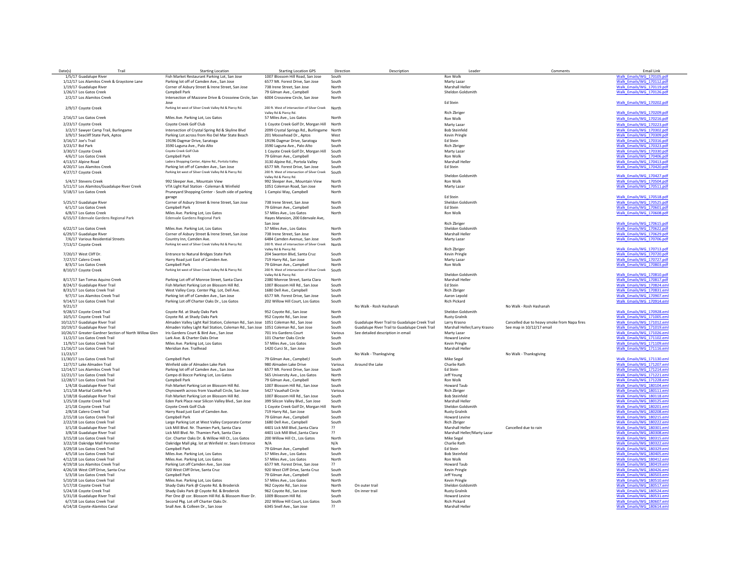| Date(s) | Trail | Starting Location | Starting Location GPS | Direction | Description | Leader | Comments | Email Link |
|---|---|---|---|---|---|---|---|---|
| 1/5/17 | Guadalupe River | Fish Market Restaurant Parking Lot, San Jose | 1007 Blossom Hill Road, San Jose | South | | Ron Wolk | | Walk_Emails/WG_170105.pdf |
| 1/12/17 | Los Alamitos Creek & Graystone Lane | Parking lot off of Camden Ave., San Jose | 6577 Mt. Forest Drive, San Jose | South | | Marty Lazar | | Walk_Emails/WG_170112.pdf |
| 1/19/17 | Guadalupe River | Corner of Asbury Street & Irene Street, San Jose | 738 Irene Street, San Jose | North | | Marshall Heller | | Walk_Emails/WG_170119.pdf |
| 1/26/17 | Los Gatos Creek | Campbell Park | 79 Gilman Ave., Campbell | South | | Sheldon Goldsmith | | Walk_Emails/WG_170126.pdf |
| 2/2/17 | Los Alamitos Creek | Intersection of Mazzone Drive & Crossview Circle, San Jose | 6004 Crossview Circle, San Jose | North | | Ed Stein | | Walk_Emails/WG_170202.pdf |
| 2/9/17 | Coyote Creek | Parking lot west of Silver Creek Valley Rd & Piercy Rd. | 200 ft. West of intersection of Silver Creek Valley Rd & Piercy Rd. | North | | Rich Zbriger | | Walk_Emails/WG_170209.pdf |
| 2/16/17 | Los Gatos Creek | Miles Ave. Parking Lot, Los Gatos | 57 Miles Ave., Los Gatos | North | | Ron Wolk | | Walk_Emails/WG_170216.pdf |
| 2/23/17 | Coyote Creek | Coyote Creek Golf Club | 1 Coyote Creek Golf Dr, Morgan Hill | North | | Marty Lazar | | Walk_Emails/WG_170223.pdf |
| 3/2/17 | Sawyer Camp Trail, Burlingame | Intersection of Crystal Spring Rd & Skyline Blvd | 2099 Crystal Springs Rd., Burlingame | North | | Bob Steinfeld | | Walk_Emails/WG_170302.pdf |
| 3/9/17 | Seacliff State Park, Aptos | Parking Lot across from Rio Del Mar State Beach | 201 Moosehead Dr., Aptos | West | | Kevin Pringle | | Walk_Emails/WG_170309.pdf |
| 3/16/17 | Joe's Trail | 19196 Dagmar Drive, Saratoga | 19196 Dagmar Drive, Saratoga | North | | Ed Stein | | Walk_Emails/WG_170316.pdf |
| 3/23/17 | Bol Park | 3590 Laguna Ave., Palo Alto | 3590 Laguna Ave., Palo Alto | South | | Rich Zbriger | | Walk_Emails/WG_170323.pdf |
| 3/30/17 | Coyote Creek | Coyote Creek Golf Club | 1 Coyote Creek Golf Dr, Morgan Hill | South | | Marty Lazar | | Walk_Emails/WG_170330.pdf |
| 4/6/17 | Los Gatos Creek | Campbell Park | 79 Gilman Ave., Campbell | South | | Ron Wolk | | Walk_Emails/WG_170406.pdf |
| 4/13/17 | Alpine Road | Ladera Shopping Center, Alpine Rd., Portola Valley | 3130 Alpine Rd., Portola Valley | South | | Marshall Heller | | Walk_Emails/WG_170413.pdf |
| 4/20/17 | Los Alamitos Creek | Parking lot off of Camden Ave., San Jose | 6577 Mt. Forest Drive, San Jose | South | | Ed Stein | | Walk_Emails/WG_170420.pdf |
| 4/27/17 | Coyote Creek | Parking lot west of Silver Creek Valley Rd & Piercy Rd. | 200 ft. West of intersection of Silver Creek Valley Rd & Piercy Rd. | South | | Sheldon Goldsmith | | Walk_Emails/WG_170427.pdf |
| 5/4/17 | Stevens Creek | 992 Sleeper Ave., Mountain View | 992 Sleeper Ave., Mountain View | North | | Ron Wolk | | Walk_Emails/WG_170504.pdf |
| 5/11/17 | Los Alamitos/Guadalupe River Creek | VTA Light Rail Station - Coleman & Winfield | 1051 Coleman Road, San Jose | North | | Marty Lazar | | Walk_Emails/WG_170511.pdf |
| 5/18/17 | Los Gatos Creek | Pruneyard Shopping Center - South side of parking garage | 1 Campisi Way, Campbell | North | | Ed Stein | | Walk_Emails/WG_170518.pdf |
| 5/25/17 | Guadalupe River | Corner of Asbury Street & Irene Street, San Jose | 738 Irene Street, San Jose | North | | Sheldon Goldsmith | | Walk_Emails/WG_170525.pdf |
| 6/1/17 | Los Gatos Creek | Campbell Park | 79 Gilman Ave., Campbell | South | | Ed Stein | | Walk_Emails/WG_170601.pdf |
| 6/8/17 | Los Gatos Creek | Miles Ave. Parking Lot, Los Gatos | 57 Miles Ave., Los Gatos | North | | Ron Wolk | | Walk_Emails/WG_170608.pdf |
| 6/15/17 | Edenvale Gardens Regional Park | Edenvale Gardens Regional Park | Hayes Mansion, 200 Edenvale Ave, San Jose | | | Rich Zbriger | | Walk_Emails/WG_170615.pdf |
| 6/22/17 | Los Gatos Creek | Miles Ave. Parking Lot, Los Gatos | 57 Miles Ave., Los Gatos | North | | Sheldon Goldsmith | | Walk_Emails/WG_170622.pdf |
| 6/29/17 | Guadalupe River | Corner of Asbury Street & Irene Street, San Jose | 738 Irene Street, San Jose | North | | Marshall Heller | | Walk_Emails/WG_170629.pdf |
| 7/6/17 | Various Residential Streets | Country Inn, Camden Ave. | 6484 Camden Avenue, San Jose | South | | Marty Lazar | | Walk_Emails/WG_170706.pdf |
| 7/13/17 | Coyote Creek | Parking lot west of Silver Creek Valley Rd & Piercy Rd. | 200 ft. West of intersection of Silver Creek Valley Rd & Piercy Rd. | North | | Rich Zbriger | | Walk_Emails/WG_170713.pdf |
| 7/20/17 | West Cliff Dr. | Entrance to Natural Bridges State Park | 204 Swanton Blvd, Santa Cruz | South | | Kevin Pringle | | Walk_Emails/WG_170720.pdf |
| 7/27/17 | Calero Creek | Harry Road just East of Camden Ave. | 719 Harry Rd., San Jose | South | | Marty Lazar | | Walk_Emails/WG_170727.pdf |
| 8/3/17 | Los Gatos Creek | Campbell Park | 79 Gilman Ave., Campbell | South | | Ron Wolk | | Walk_Emails/WG_170803.pdf |
| 8/10/17 | Coyote Creek | Parking lot west of Silver Creek Valley Rd & Piercy Rd. | 200 ft. West of intersection of Silver Creek Valley Rd & Piercy Rd. | South | | Sheldon Goldsmith | | Walk_Emails/WG_170810.pdf |
| 8/17/17 | San Tomas Aquino Creek | Parking Lot off of Monroe Street, Santa Clara | 2380 Monroe Street, Santa Clara | North | | Marshall Heller | | Walk_Emails/WG_170817.pdf |
| 8/24/17 | Guadalupe River Trail | Fish Market Parking Lot on Blossom Hill Rd. | 1007 Blossom Hill Rd., San Jose | South | | Ed Stein | | Walk_Emails/WG_170824.eml |
| 8/31/17 | Los Gatos Creek Trail | West Valley Corp. Center Pkg. Lot, Dell Ave. | 1680 Dell Ave., Campbell | South | | Rich Zbriger | | Walk_Emails/WG_170831.eml |
| 9/7/17 | Los Alamitos Creek Trail | Parking lot off of Camden Ave., San Jose | 6577 Mt. Forest Drive, San Jose | South | | Aaron Lepold | | Walk_Emails/WG_170907.eml |
| 9/14/17 | Los Gatos Creek Trail | Parking Lot off Charter Oaks Dr., Los Gatos | 202 Willow Hill Court, Los Gatos | South | | Rich Pickard | | Walk_Emails/WG_170914.eml |
| 9/21/17 | | | | | No Walk - Rosh Hashanah | | No Walk - Rosh Hashanah | |
| 9/28/17 | Coyote Creek Trail | Coyote Rd. at Shady Oaks Park | 952 Coyote Rd., San Jose | North | | Sheldon Goldsmith | | Walk_Emails/WG_170928.eml |
| 10/5/17 | Coyote Creek Trail | Coyote Rd. at Shady Oaks Park | 952 Coyote Rd., San Jose | South | | Rusty Gralnik | | Walk_Emails/WG_171005.eml |
| 10/12/17 | Guadalupe River Trail | Almaden Valley Light Rail Station, Coleman Rd., San Jose | 1051 Coleman Rd., San Jose | South | Guadalupe River Trail to Guadalupe Creek Trail | Larry Krasno | Cancelled due to heavy smoke from Napa fires | Walk_Emails/WG_171012.eml |
| 10/19/17 | Guadalupe River Trail | Almaden Valley Light Rail Station, Coleman Rd., San Jose | 1051 Coleman Rd., San Jose | South | Guadalupe River Trail to Guadalupe Creek Trail | Marshall Heller/Larry Krasno | See map in 10/12/17 email | Walk_Emails/WG_171019.eml |
| 10/26/17 | Greater Gardner Section of North Willow Glen | Iris Gardens Court & Bird Ave., San Jose | 701 Iris Gardens Court | Various | See detailed description in email | Marty Lazar | | Walk_Emails/WG_171026.eml |
| 11/2/17 | Los Gatos Creek Trail | Lark Ave. & Charter Oaks Drive | 101 Charter Oaks Circle | South | | Howard Levine | | Walk_Emails/WG_171102.eml |
| 11/9/17 | Los Gatos Creek Trail | Miles Ave. Parking Lot, Los Gatos | 57 Miles Ave., Los Gatos | South | | Kevin Pringle | | Walk_Emails/WG_171109.eml |
| 11/16/17 | Los Gatos Creek Trail | Meridian Ave. Trailhead | 1420 Curci St., San Jose | South | | Marshall Heller | | Walk_Emails/WG_171116.eml |
| 11/23/17 | | | | | No Walk - Thanksgiving | | No Walk - Thanksgiving | |
| 11/30/17 | Los Gatos Creek Trail | Campbell Park | 79 Gilman Ave., Campbel;l | South | | Mike Segal | | Walk_Emails/WG_171130.eml |
| 12/7/17 | Lake Almaden Trail | Winfield side of Almaden Lake Park | 980 Almaden Lake Drive | Various | Around the Lake | Charlie Rath | | Walk_Emails/WG_171207.eml |
| 12/14/17 | Los Alamitos Creek Trail | Parking lot off of Camden Ave., San Jose | 6577 Mt. Forest Drive, San Jose | South | | Ed Stein | | Walk_Emails/WG_171214.eml |
| 12/21/17 | Los Gatos Creek Trail | Campo di Bocce Parking Lot, Los Gatos | 565 University Ave., Los Gatos | North | | Jeff Young | | Walk_Emails/WG_171221.eml |
| 12/28/17 | Los Gatos Creek Trail | Campbell Park | 79 Gilman Ave., Campbell | North | | Ron Wolk | | Walk_Emails/WG_171228.eml |
| 1/4/18 | Guadalupe River Trail | Fish Market Parking Lot on Blossom Hill Rd. | 1007 Blossom Hill Rd., San Jose | South | | Howard Taub | | Walk_Emails/WG_180104.eml |
| 1/11/18 | Martial Cottle Park | Chynoweth across from Vauxhall Circle, San Jose | 5427 Vauxhall Circle | Various | | Rich Zbriger | | Walk_Emails/WG_180111.eml |
| 1/18/18 | Guadalupe River Trail | Fish Market Parking Lot on Blossom Hill Rd. | 1007 Blossom Hill Rd., San Jose | South | | Bob Steinfeld | | Walk_Emails/WG_180118.eml |
| 1/25/18 | Coyote Creek Trail | Eden Park Place near Silicon Valley Blvd., San Jose | 399 Silicon Valley Blvd., San Jose | South | | Marshall Heller | | Walk_Emails/WG_180125.eml |
| 2/1/18 | Coyote Creek Trail | Coyote Creek Golf Club | 1 Coyote Creek Golf Dr, Morgan Hill | North | | Sheldon Goldsmith | | Walk_Emails/WG_180201.eml |
| 2/8/18 | Calero Creek Trail | Harry Road just East of Camden Ave. | 719 Harry Rd., San Jose | South | | Rusty Gralnik | | Walk_Emails/WG_180208.eml |
| 2/15/18 | Los Gatos Creek Trail | Campbell Park | 79 Gilman Ave., Campbell | South | | Howard Levine | | Walk_Emails/WG_180215.eml |
| 2/22/18 | Los Gatos Creek Trail | Large Parking Lot at West Valley Corporate Center | 1680 Dell Ave., Campbell | South | | Rich Zbriger | | Walk_Emails/WG_180222.eml |
| 3/1/18 | Guadalupe River Trail | Lick Mill Blvd. Nr. Thamien Park, Santa Clara | 4401 Lick Mill Blvd.,Santa Clara | ?? | | Marshall Heller | Cancelled due to rain | Walk_Emails/WG_180301.eml |
| 3/8/18 | Guadalupe River Trail | Lick Mill Blvd. Nr. Thamien Park, Santa Clara | 4401 Lick Mill Blvd.,Santa Clara | ?? | | Marshall Heller/Marty Lazar | | Walk_Emails/WG_180308.eml |
| 3/15/18 | Los Gatos Creek Trail | Cor. Charter Oaks Dr. & Willow Hill Ct., Los Gatos | 200 Willow Hill Ct., Los Gatos | North | | Mike Segal | | Walk_Emails/WG_180315.eml |
| 3/22/18 | Oakridge Mall Perimeter | Oakridge Mall pkg. lot at Winfield nr. Sears Entrance | N/A | N/A | | Charlie Rath | | Walk_Emails/WG_180322.eml |
| 3/29/18 | Los Gatos Creek Trail | Campbell Park | 79 Gilman Ave., Campbell | North | | Ed Stein | | Walk_Emails/WG_180329.eml |
| 4/5/18 | Los Gatos Creek Trail | Miles Ave. Parking Lot, Los Gatos | 57 Miles Ave., Los Gatos | South | | Bob Steinfeld | | Walk_Emails/WG_180405.eml |
| 4/12/18 | Los Gatos Creek Trail | Miles Ave. Parking Lot, Los Gatos | 57 Miles Ave., Los Gatos | North | | Ron Wolk | | Walk_Emails/WG_180412.eml |
| 4/19/18 | Los Alamitos Creek Trail | Parking Lot off Camden Ave., San Jose | 6577 Mt. Forest Drive, San Jose | ?? | | Howard Taub | | Walk_Emails/WG_180419.eml |
| 4/26/18 | West Cliff Drive, Santa Cruz | 920 West Cliff Drive, Santa Cruz | 920 West Cliff Drive, Santa Cruz | South | | Kevin Pringle | | Walk_Emails/WG_180426.eml |
| 5/3/18 | Los Gatos Creek Trail | Campbell Park | 79 Gilman Ave., Campbell | South | | Jeff Young | | Walk_Emails/WG_180503.eml |
| 5/10/18 | Los Gatos Creek Trail | Miles Ave. Parking Lot, Los Gatos | 57 Miles Ave., Los Gatos | North | | Kevin Pringle | | Walk_Emails/WG_180510.eml |
| 5/17/18 | Coyote Creek Trail | Shady Oaks Park @ Coyote Rd. & Broderick | 962 Coyote Rd., San Jose | North | On outer trail | Sheldon Goldsmith | | Walk_Emails/WG_180517.eml |
| 5/24/18 | Coyote Creek Trail | Shady Oaks Park @ Coyote Rd. & Broderick | 962 Coyote Rd., San Jose | North | On inner trail | Rusty Gralnik | | Walk_Emails/WG_180524.eml |
| 5/31/18 | Guadalupe River Trail | Pier One @ cor. Blossom Hill Rd. & Blossom River Dr. | 1009 Blossom Hill Rd. | South | | Howard Levine | | Walk_Emails/WG_180531.eml |
| 6/7/18 | Los Gatos Creek Trail | Second Pkg. Lot off Charter Oaks Dr. | 202 Willow Hill Court, Los Gatos | South | | Rich Pickard | | Walk_Emails/WG_180607.eml |
| 6/14/18 | Coyote-Alamitos Canal | Snall Ave. & Colleen Dr., San Jose | 6345 Snell Ave., San Jose | ?? | | Marshall Heller | | Walk_Emails/WG_180614.eml |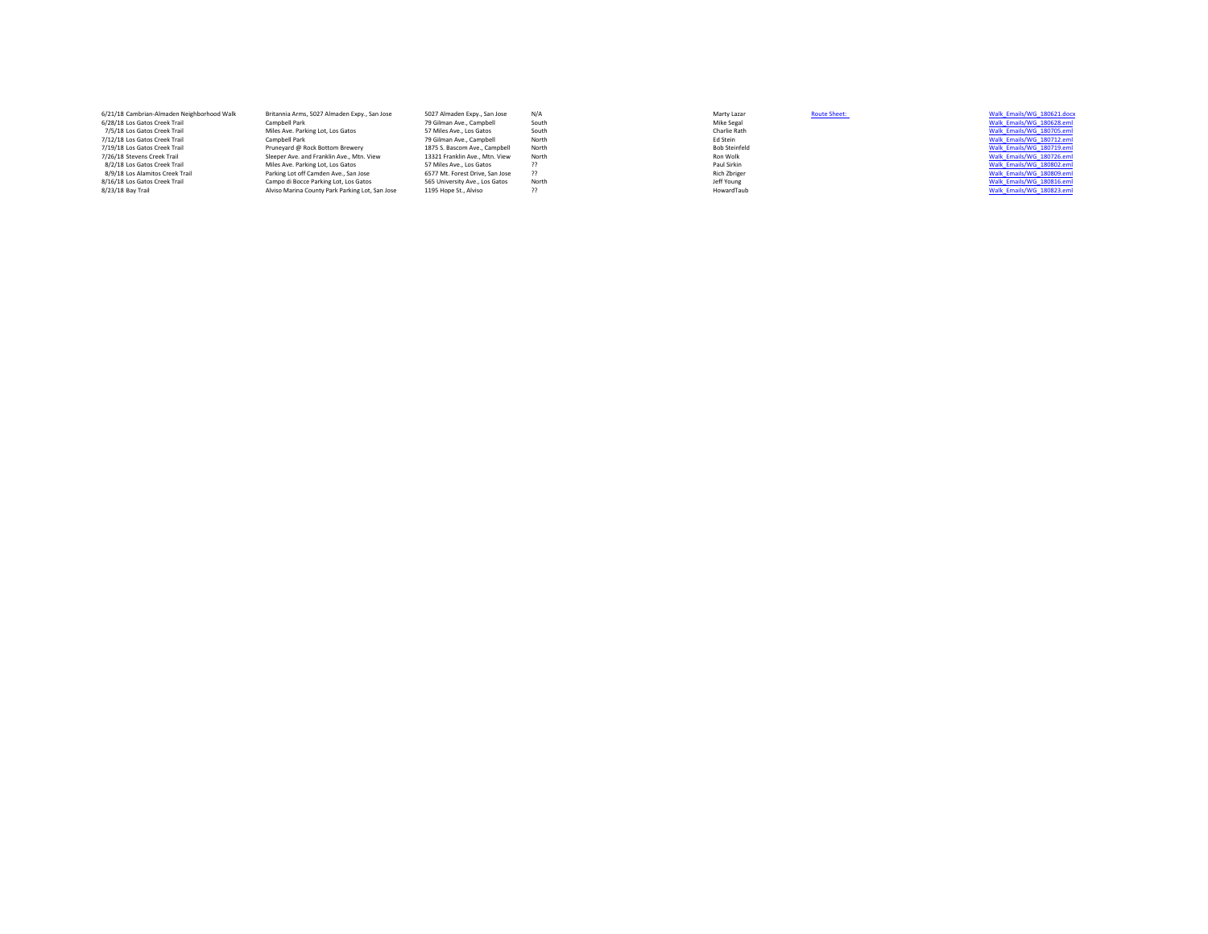| | | | | | | | |
|---|---|---|---|---|---|---|---|
| 6/21/18 | Cambrian-Almaden Neighborhood Walk | Britannia Arms, 5027 Almaden Expy., San Jose | 5027 Almaden Expy., San Jose | N/A | Marty Lazar | Route Sheet: | Walk_Emails/WG_180621.docx |
| 6/28/18 | Los Gatos Creek Trail | Campbell Park | 79 Gilman Ave., Campbell | South | Mike Segal | | Walk_Emails/WG_180628.eml |
| 7/5/18 | Los Gatos Creek Trail | Miles Ave. Parking Lot, Los Gatos | 57 Miles Ave., Los Gatos | South | Charlie Rath | | Walk_Emails/WG_180705.eml |
| 7/12/18 | Los Gatos Creek Trail | Campbell Park | 79 Gilman Ave., Campbell | North | Ed Stein | | Walk_Emails/WG_180712.eml |
| 7/19/18 | Los Gatos Creek Trail | Pruneyard @ Rock Bottom Brewery | 1875 S. Bascom Ave., Campbell | North | Bob Steinfeld | | Walk_Emails/WG_180719.eml |
| 7/26/18 | Stevens Creek Trail | Sleeper Ave. and Franklin Ave., Mtn. View | 13321 Franklin Ave., Mtn. View | North | Ron Wolk | | Walk_Emails/WG_180726.eml |
| 8/2/18 | Los Gatos Creek Trail | Miles Ave. Parking Lot, Los Gatos | 57 Miles Ave., Los Gatos | ?? | Paul Sirkin | | Walk_Emails/WG_180802.eml |
| 8/9/18 | Los Alamitos Creek Trail | Parking Lot off Camden Ave., San Jose | 6577 Mt. Forest Drive, San Jose | ?? | Rich Zbriger | | Walk_Emails/WG_180809.eml |
| 8/16/18 | Los Gatos Creek Trail | Campo di Bocce Parking Lot, Los Gatos | 565 University Ave., Los Gatos | North | Jeff Young | | Walk_Emails/WG_180816.eml |
| 8/23/18 | Bay Trail | Alviso Marina County Park Parking Lot, San Jose | 1195 Hope St., Alviso | ?? | HowardTaub | | Walk_Emails/WG_180823.eml |